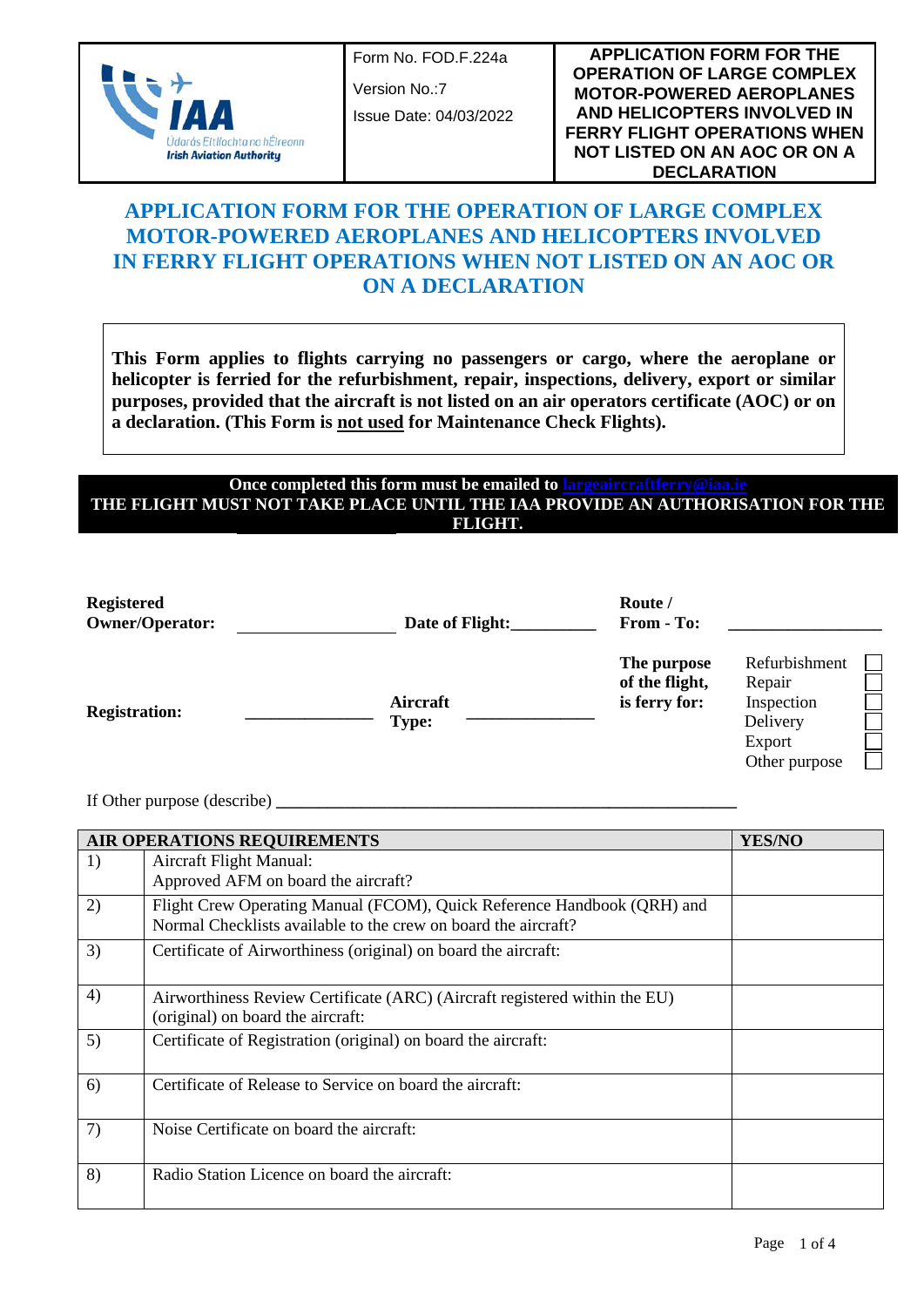| IAA – Údarás Eitlíochta na hÉireann – Irish Aviation Authority | Form No. FOD.F.224a<br>Version No.:7<br>Issue Date: 04/03/2022 | **APPLICATION FORM FOR THE OPERATION OF LARGE COMPLEX MOTOR-POWERED AEROPLANES AND HELICOPTERS INVOLVED IN FERRY FLIGHT OPERATIONS WHEN NOT LISTED ON AN AOC OR ON A DECLARATION** |
|---|---|---|

# APPLICATION FORM FOR THE OPERATION OF LARGE COMPLEX MOTOR-POWERED AEROPLANES AND HELICOPTERS INVOLVED IN FERRY FLIGHT OPERATIONS WHEN NOT LISTED ON AN AOC OR ON A DECLARATION

**This Form applies to flights carrying no passengers or cargo, where the aeroplane or helicopter is ferried for the refurbishment, repair, inspections, delivery, export or similar purposes, provided that the aircraft is not listed on an air operators certificate (AOC) or on a declaration. (This Form is not used for Maintenance Check Flights).**

**Once completed this form must be emailed to largeaircraftferry@iaa.ie**
**THE FLIGHT MUST NOT TAKE PLACE UNTIL THE IAA PROVIDE AN AUTHORISATION FOR THE FLIGHT.**

**Registered Owner/Operator:** ____________ **Date of Flight:**__________ **Route / From - To:** ________________

**Registration:** ______________ **Aircraft Type:** ______________

**The purpose of the flight, is ferry for:**
- Refurbishment ☐
- Repair ☐
- Inspection ☐
- Delivery ☐
- Export ☐
- Other purpose ☐

If Other purpose (describe) ____________________________________________________

| **AIR OPERATIONS REQUIREMENTS** | | **YES/NO** |
|---|---|---|
| 1) | Aircraft Flight Manual:<br>Approved AFM on board the aircraft? | |
| 2) | Flight Crew Operating Manual (FCOM), Quick Reference Handbook (QRH) and Normal Checklists available to the crew on board the aircraft? | |
| 3) | Certificate of Airworthiness (original) on board the aircraft: | |
| 4) | Airworthiness Review Certificate (ARC) (Aircraft registered within the EU) (original) on board the aircraft: | |
| 5) | Certificate of Registration (original) on board the aircraft: | |
| 6) | Certificate of Release to Service on board the aircraft: | |
| 7) | Noise Certificate on board the aircraft: | |
| 8) | Radio Station Licence on board the aircraft: | |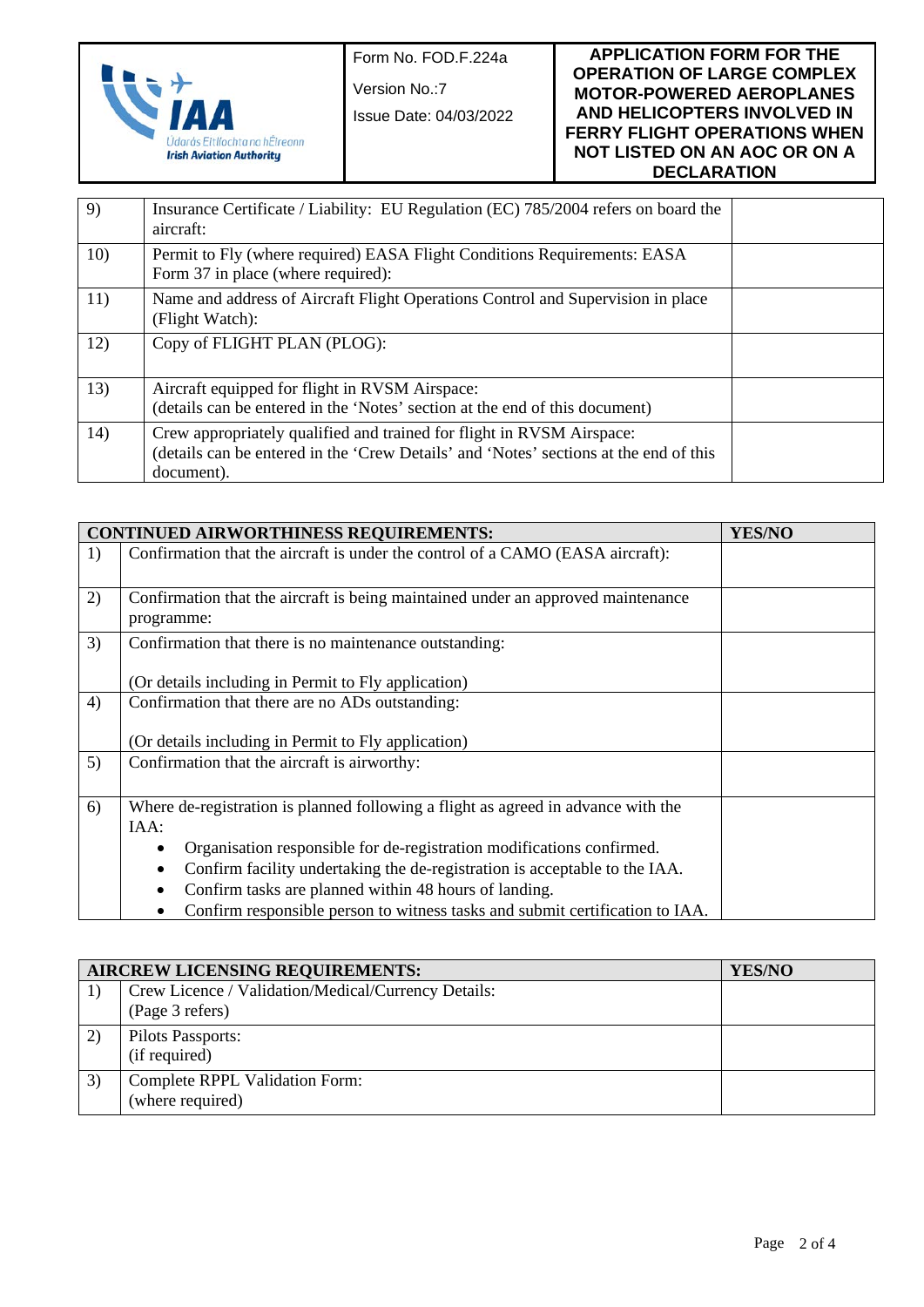| | | |
|---|---|---|
| 9) | Insurance Certificate / Liability: EU Regulation (EC) 785/2004 refers on board the aircraft: | |
| 10) | Permit to Fly (where required) EASA Flight Conditions Requirements: EASA Form 37 in place (where required): | |
| 11) | Name and address of Aircraft Flight Operations Control and Supervision in place (Flight Watch): | |
| 12) | Copy of FLIGHT PLAN (PLOG): | |
| 13) | Aircraft equipped for flight in RVSM Airspace:<br>(details can be entered in the 'Notes' section at the end of this document) | |
| 14) | Crew appropriately qualified and trained for flight in RVSM Airspace:<br>(details can be entered in the 'Crew Details' and 'Notes' sections at the end of this document). | |

| | **CONTINUED AIRWORTHINESS REQUIREMENTS:** | **YES/NO** |
|---|---|---|
| 1) | Confirmation that the aircraft is under the control of a CAMO (EASA aircraft): | |
| 2) | Confirmation that the aircraft is being maintained under an approved maintenance programme: | |
| 3) | Confirmation that there is no maintenance outstanding:<br><br>(Or details including in Permit to Fly application) | |
| 4) | Confirmation that there are no ADs outstanding:<br><br>(Or details including in Permit to Fly application) | |
| 5) | Confirmation that the aircraft is airworthy: | |
| 6) | Where de-registration is planned following a flight as agreed in advance with the IAA:<br>• Organisation responsible for de-registration modifications confirmed.<br>• Confirm facility undertaking the de-registration is acceptable to the IAA.<br>• Confirm tasks are planned within 48 hours of landing.<br>• Confirm responsible person to witness tasks and submit certification to IAA. | |

| | **AIRCREW LICENSING REQUIREMENTS:** | **YES/NO** |
|---|---|---|
| 1) | Crew Licence / Validation/Medical/Currency Details:<br>(Page 3 refers) | |
| 2) | Pilots Passports:<br>(if required) | |
| 3) | Complete RPPL Validation Form:<br>(where required) | |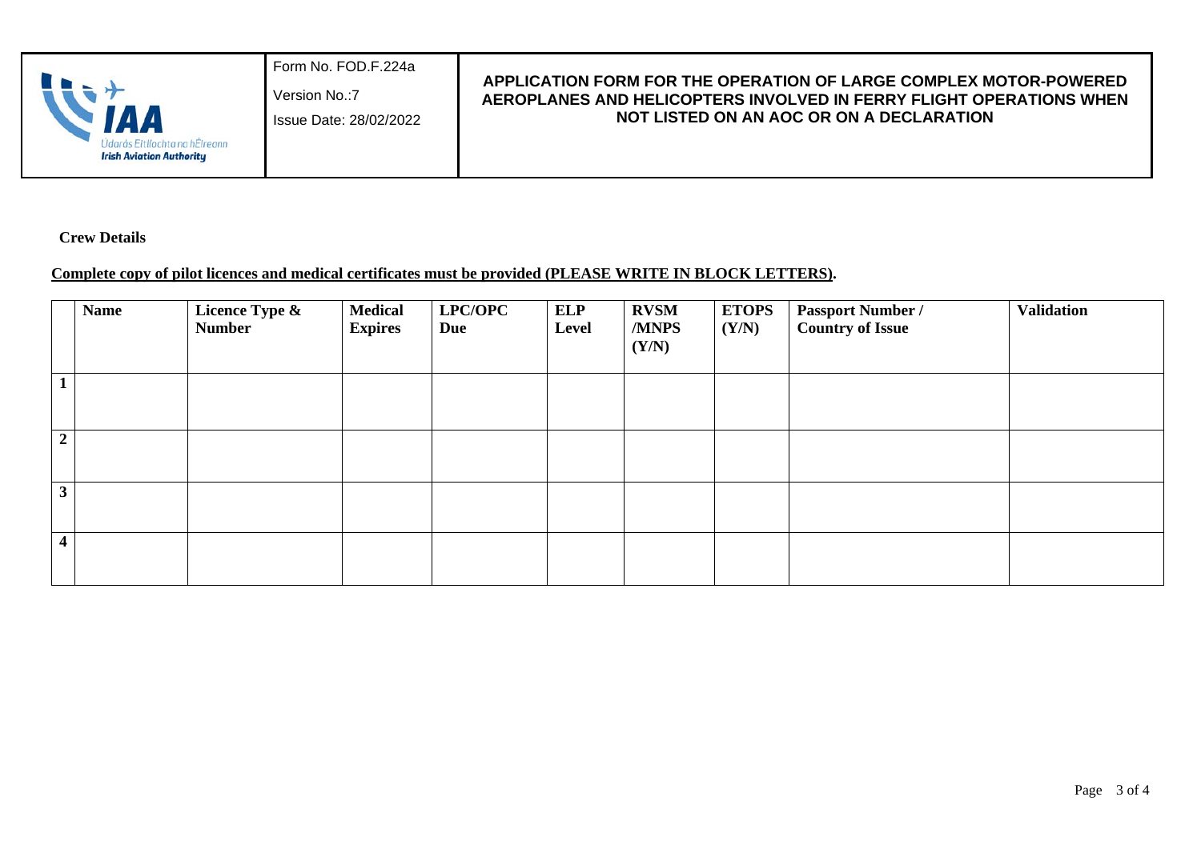**Crew Details**

**Complete copy of pilot licences and medical certificates must be provided (PLEASE WRITE IN BLOCK LETTERS).**

| | Name | Licence Type & Number | Medical Expires | LPC/OPC Due | ELP Level | RVSM /MNPS (Y/N) | ETOPS (Y/N) | Passport Number / Country of Issue | Validation |
|---|---|---|---|---|---|---|---|---|---|
| 1 | | | | | | | | | |
| 2 | | | | | | | | | |
| 3 | | | | | | | | | |
| 4 | | | | | | | | | |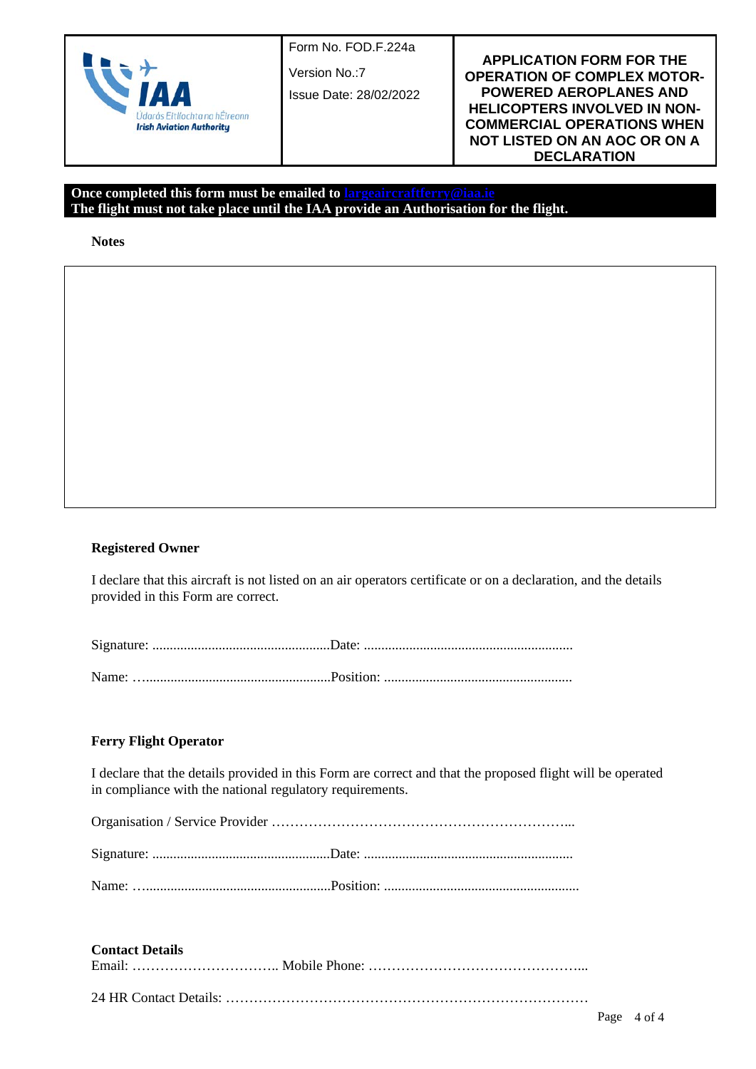| | Form No. FOD.F.224a<br>Version No.:7<br>Issue Date: 28/02/2022 | APPLICATION FORM FOR THE OPERATION OF COMPLEX MOTOR-POWERED AEROPLANES AND HELICOPTERS INVOLVED IN NON-COMMERCIAL OPERATIONS WHEN NOT LISTED ON AN AOC OR ON A DECLARATION |
|---|---|---|

**Once completed this form must be emailed to largeaircraftferry@iaa.ie**
**The flight must not take place until the IAA provide an Authorisation for the flight.**

**Notes**

| |
|---|
| |

**Registered Owner**

I declare that this aircraft is not listed on an air operators certificate or on a declaration, and the details provided in this Form are correct.

Signature: ...................................................Date: ...........................................................

Name: …....................................................Position: .....................................................

**Ferry Flight Operator**

I declare that the details provided in this Form are correct and that the proposed flight will be operated in compliance with the national regulatory requirements.

Organisation / Service Provider ………………………………………………………...

Signature: ...................................................Date: ...........................................................

Name: …....................................................Position: .......................................................

**Contact Details**

Email: ………………………….. Mobile Phone: ………………………………………...

24 HR Contact Details: ……………………………………………………………………